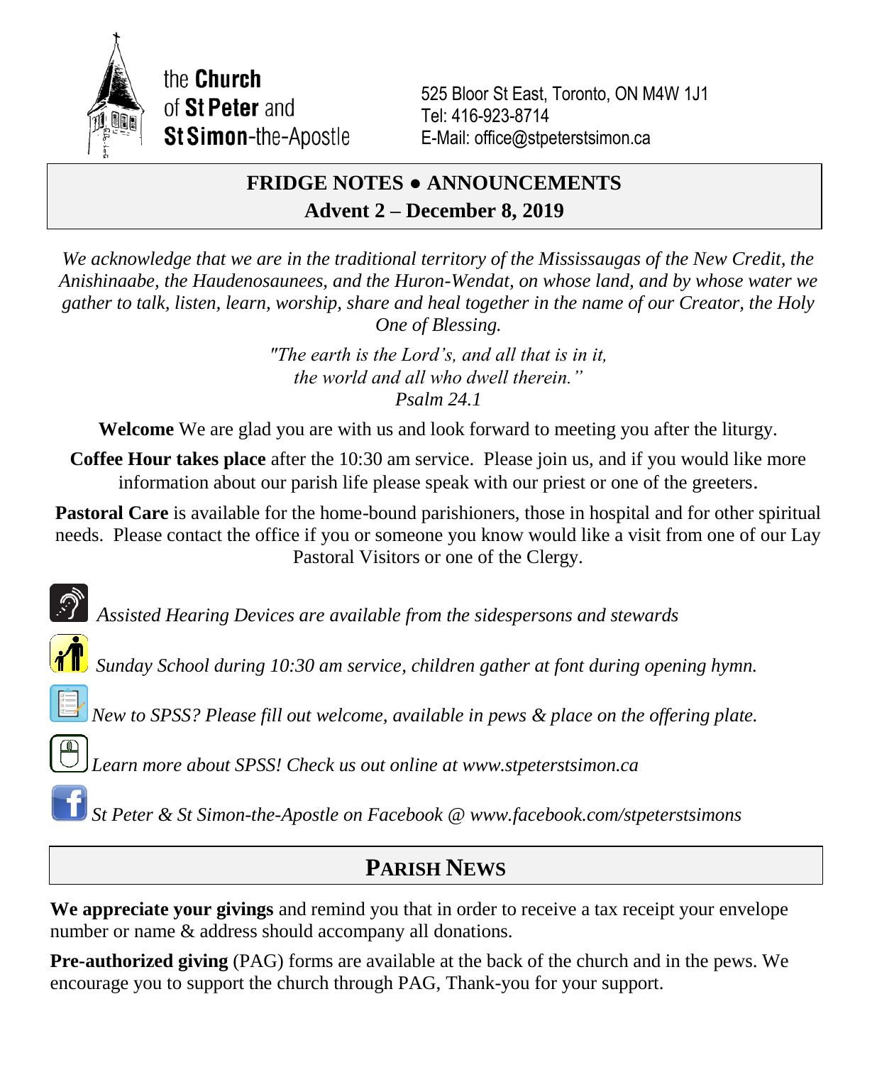the **Church** of **St Peter** and **St Simon**-the-Apostle

525 Bloor St East, Toronto, ON M4W 1J1
Tel: 416-923-8714
E-Mail: office@stpeterstsimon.ca

# FRIDGE NOTES ● ANNOUNCEMENTS
## Advent 2 – December 8, 2019

*We acknowledge that we are in the traditional territory of the Mississaugas of the New Credit, the Anishinaabe, the Haudenosaunees, and the Huron-Wendat, on whose land, and by whose water we gather to talk, listen, learn, worship, share and heal together in the name of our Creator, the Holy One of Blessing.*

*"The earth is the Lord's, and all that is in it,*
*the world and all who dwell therein."*
*Psalm 24.1*

**Welcome** We are glad you are with us and look forward to meeting you after the liturgy.

**Coffee Hour takes place** after the 10:30 am service. Please join us, and if you would like more information about our parish life please speak with our priest or one of the greeters.

**Pastoral Care** is available for the home-bound parishioners, those in hospital and for other spiritual needs. Please contact the office if you or someone you know would like a visit from one of our Lay Pastoral Visitors or one of the Clergy.

*Assisted Hearing Devices are available from the sidespersons and stewards*

*Sunday School during 10:30 am service, children gather at font during opening hymn.*

*New to SPSS? Please fill out welcome, available in pews & place on the offering plate.*

*Learn more about SPSS! Check us out online at www.stpeterstsimon.ca*

*St Peter & St Simon-the-Apostle on Facebook @ www.facebook.com/stpeterstsimons*

# PARISH NEWS

**We appreciate your givings** and remind you that in order to receive a tax receipt your envelope number or name & address should accompany all donations.

**Pre-authorized giving** (PAG) forms are available at the back of the church and in the pews. We encourage you to support the church through PAG, Thank-you for your support.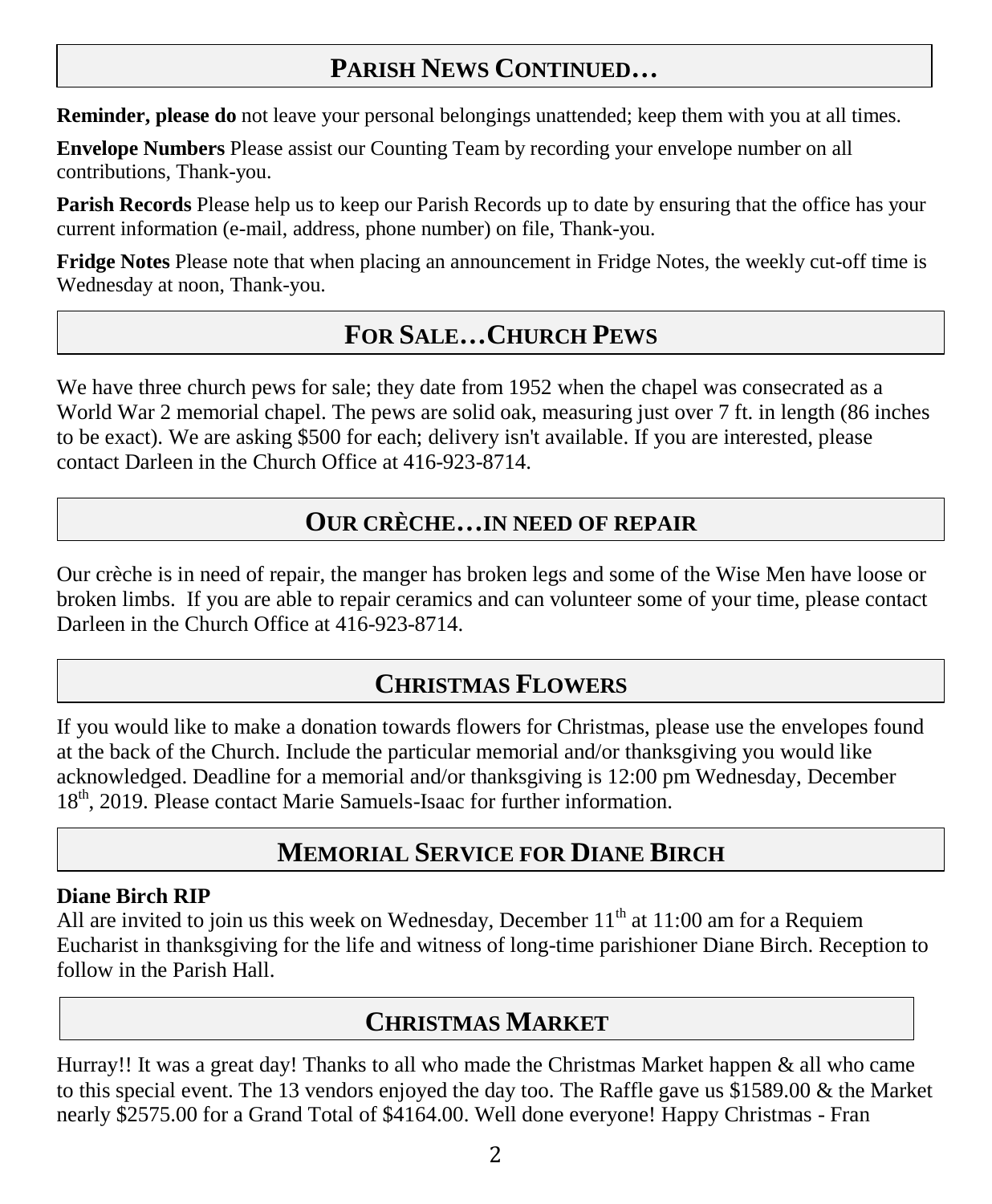## PARISH NEWS CONTINUED…

**Reminder, please do** not leave your personal belongings unattended; keep them with you at all times.

**Envelope Numbers** Please assist our Counting Team by recording your envelope number on all contributions, Thank-you.

**Parish Records** Please help us to keep our Parish Records up to date by ensuring that the office has your current information (e-mail, address, phone number) on file, Thank-you.

**Fridge Notes** Please note that when placing an announcement in Fridge Notes, the weekly cut-off time is Wednesday at noon, Thank-you.

## FOR SALE…CHURCH PEWS

We have three church pews for sale; they date from 1952 when the chapel was consecrated as a World War 2 memorial chapel. The pews are solid oak, measuring just over 7 ft. in length (86 inches to be exact). We are asking $500 for each; delivery isn't available. If you are interested, please contact Darleen in the Church Office at 416-923-8714.

## OUR CRÈCHE…IN NEED OF REPAIR

Our crèche is in need of repair, the manger has broken legs and some of the Wise Men have loose or broken limbs. If you are able to repair ceramics and can volunteer some of your time, please contact Darleen in the Church Office at 416-923-8714.

## CHRISTMAS FLOWERS

If you would like to make a donation towards flowers for Christmas, please use the envelopes found at the back of the Church. Include the particular memorial and/or thanksgiving you would like acknowledged. Deadline for a memorial and/or thanksgiving is 12:00 pm Wednesday, December 18th, 2019. Please contact Marie Samuels-Isaac for further information.

## MEMORIAL SERVICE FOR DIANE BIRCH

**Diane Birch RIP**
All are invited to join us this week on Wednesday, December 11th at 11:00 am for a Requiem Eucharist in thanksgiving for the life and witness of long-time parishioner Diane Birch. Reception to follow in the Parish Hall.

## CHRISTMAS MARKET

Hurray!! It was a great day! Thanks to all who made the Christmas Market happen & all who came to this special event. The 13 vendors enjoyed the day too. The Raffle gave us $1589.00 & the Market nearly $2575.00 for a Grand Total of $4164.00. Well done everyone! Happy Christmas - Fran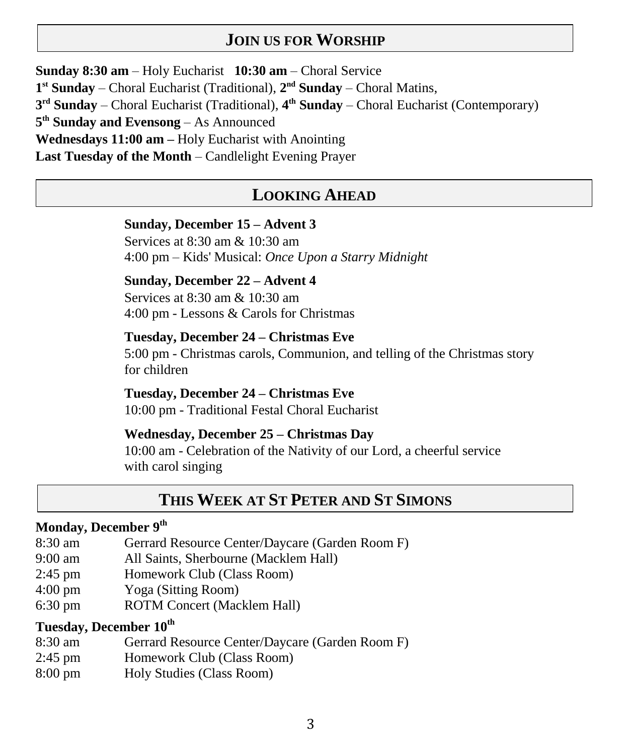## JOIN US FOR WORSHIP

**Sunday 8:30 am** – Holy Eucharist **10:30 am** – Choral Service
**1st Sunday** – Choral Eucharist (Traditional), **2nd Sunday** – Choral Matins,
**3rd Sunday** – Choral Eucharist (Traditional), **4th Sunday** – Choral Eucharist (Contemporary)
**5th Sunday and Evensong** – As Announced
**Wednesdays 11:00 am –** Holy Eucharist with Anointing
**Last Tuesday of the Month** – Candlelight Evening Prayer

## LOOKING AHEAD

**Sunday, December 15 – Advent 3**
Services at 8:30 am & 10:30 am
4:00 pm – Kids' Musical: *Once Upon a Starry Midnight*

**Sunday, December 22 – Advent 4**
Services at 8:30 am & 10:30 am
4:00 pm - Lessons & Carols for Christmas

**Tuesday, December 24 – Christmas Eve**
5:00 pm - Christmas carols, Communion, and telling of the Christmas story for children

**Tuesday, December 24 – Christmas Eve**
10:00 pm - Traditional Festal Choral Eucharist

**Wednesday, December 25 – Christmas Day**
10:00 am - Celebration of the Nativity of our Lord, a cheerful service with carol singing

## THIS WEEK AT ST PETER AND ST SIMONS

**Monday, December 9th**

| | |
|---|---|
| 8:30 am | Gerrard Resource Center/Daycare (Garden Room F) |
| 9:00 am | All Saints, Sherbourne (Macklem Hall) |
| 2:45 pm | Homework Club (Class Room) |
| 4:00 pm | Yoga (Sitting Room) |
| 6:30 pm | ROTM Concert (Macklem Hall) |

**Tuesday, December 10th**

| | |
|---|---|
| 8:30 am | Gerrard Resource Center/Daycare (Garden Room F) |
| 2:45 pm | Homework Club (Class Room) |
| 8:00 pm | Holy Studies (Class Room) |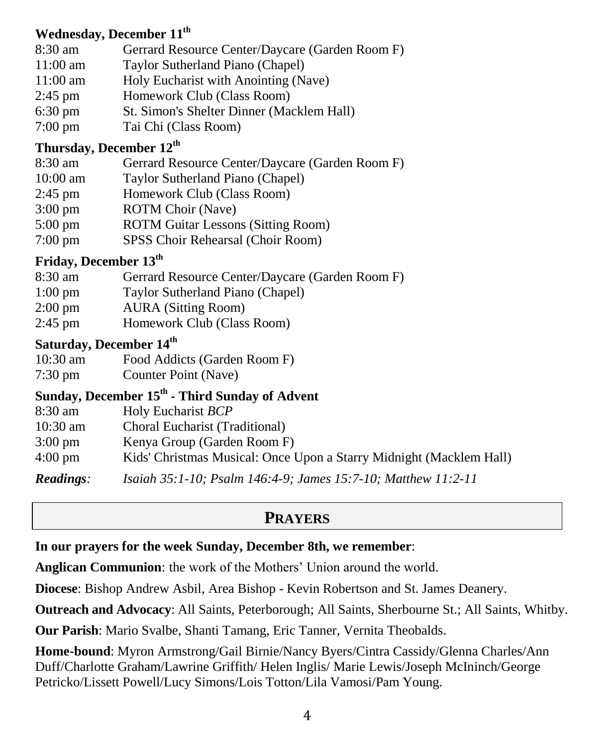**Wednesday, December 11th**

| | |
|---|---|
| 8:30 am | Gerrard Resource Center/Daycare (Garden Room F) |
| 11:00 am | Taylor Sutherland Piano (Chapel) |
| 11:00 am | Holy Eucharist with Anointing (Nave) |
| 2:45 pm | Homework Club (Class Room) |
| 6:30 pm | St. Simon's Shelter Dinner (Macklem Hall) |
| 7:00 pm | Tai Chi (Class Room) |

**Thursday, December 12th**

| | |
|---|---|
| 8:30 am | Gerrard Resource Center/Daycare (Garden Room F) |
| 10:00 am | Taylor Sutherland Piano (Chapel) |
| 2:45 pm | Homework Club (Class Room) |
| 3:00 pm | ROTM Choir (Nave) |
| 5:00 pm | ROTM Guitar Lessons (Sitting Room) |
| 7:00 pm | SPSS Choir Rehearsal (Choir Room) |

**Friday, December 13th**

| | |
|---|---|
| 8:30 am | Gerrard Resource Center/Daycare (Garden Room F) |
| 1:00 pm | Taylor Sutherland Piano (Chapel) |
| 2:00 pm | AURA (Sitting Room) |
| 2:45 pm | Homework Club (Class Room) |

**Saturday, December 14th**

| | |
|---|---|
| 10:30 am | Food Addicts (Garden Room F) |
| 7:30 pm | Counter Point (Nave) |

**Sunday, December 15th - Third Sunday of Advent**

| | |
|---|---|
| 8:30 am | Holy Eucharist *BCP* |
| 10:30 am | Choral Eucharist (Traditional) |
| 3:00 pm | Kenya Group (Garden Room F) |
| 4:00 pm | Kids' Christmas Musical: Once Upon a Starry Midnight (Macklem Hall) |

***Readings**:* *Isaiah 35:1-10; Psalm 146:4-9; James 15:7-10; Matthew 11:2-11*

## PRAYERS

**In our prayers for the week Sunday, December 8th, we remember**:

**Anglican Communion**: the work of the Mothers' Union around the world.

**Diocese**: Bishop Andrew Asbil, Area Bishop - Kevin Robertson and St. James Deanery.

**Outreach and Advocacy**: All Saints, Peterborough; All Saints, Sherbourne St.; All Saints, Whitby.

**Our Parish**: Mario Svalbe, Shanti Tamang, Eric Tanner, Vernita Theobalds.

**Home-bound**: Myron Armstrong/Gail Birnie/Nancy Byers/Cintra Cassidy/Glenna Charles/Ann Duff/Charlotte Graham/Lawrine Griffith/ Helen Inglis/ Marie Lewis/Joseph McIninch/George Petricko/Lissett Powell/Lucy Simons/Lois Totton/Lila Vamosi/Pam Young.